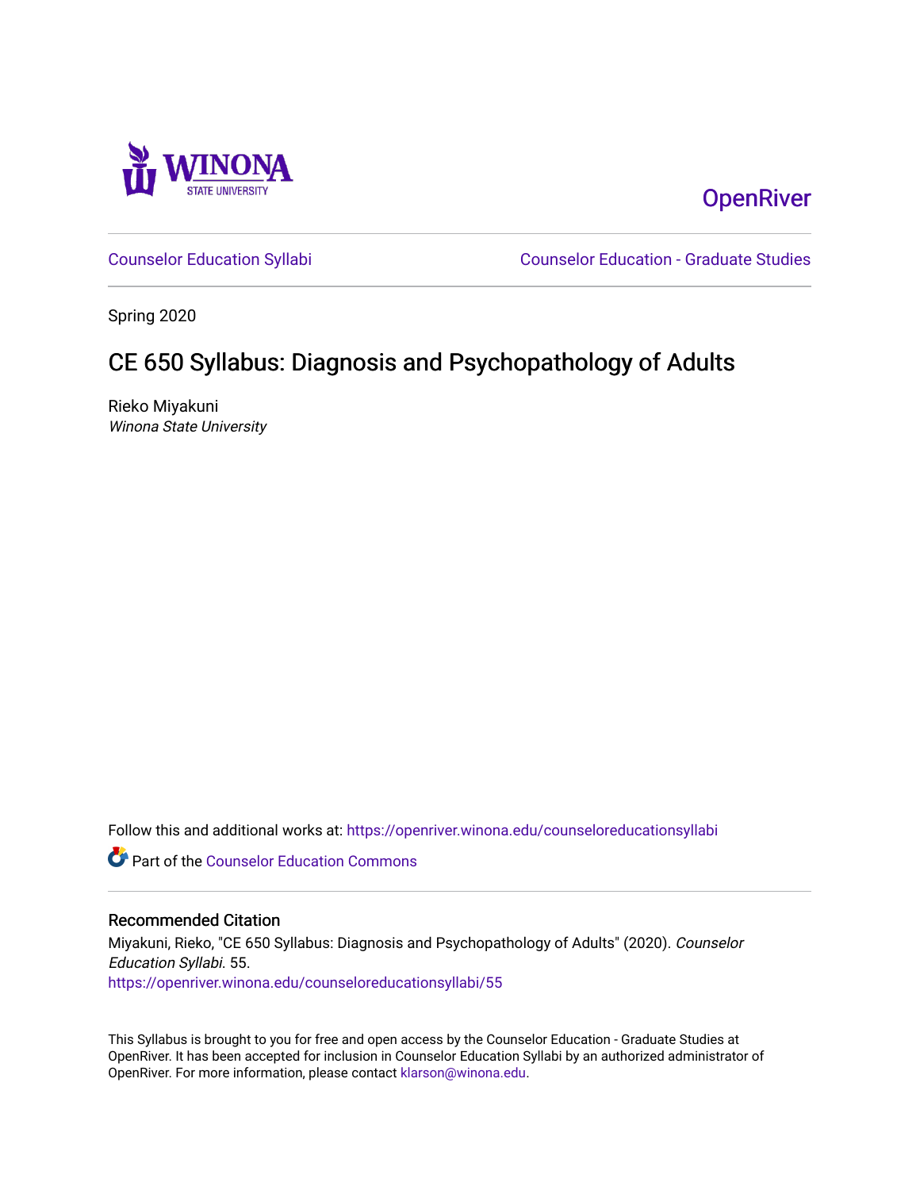Winona State University

OpenRiver

Counselor Education Syllabi

Counselor Education - Graduate Studies

Spring 2020

# CE 650 Syllabus: Diagnosis and Psychopathology of Adults

Rieko Miyakuni
*Winona State University*

Follow this and additional works at: https://openriver.winona.edu/counseloreducationsyllabi

Part of the Counselor Education Commons

## Recommended Citation

Miyakuni, Rieko, "CE 650 Syllabus: Diagnosis and Psychopathology of Adults" (2020). *Counselor Education Syllabi*. 55.
https://openriver.winona.edu/counseloreducationsyllabi/55

This Syllabus is brought to you for free and open access by the Counselor Education - Graduate Studies at OpenRiver. It has been accepted for inclusion in Counselor Education Syllabi by an authorized administrator of OpenRiver. For more information, please contact klarson@winona.edu.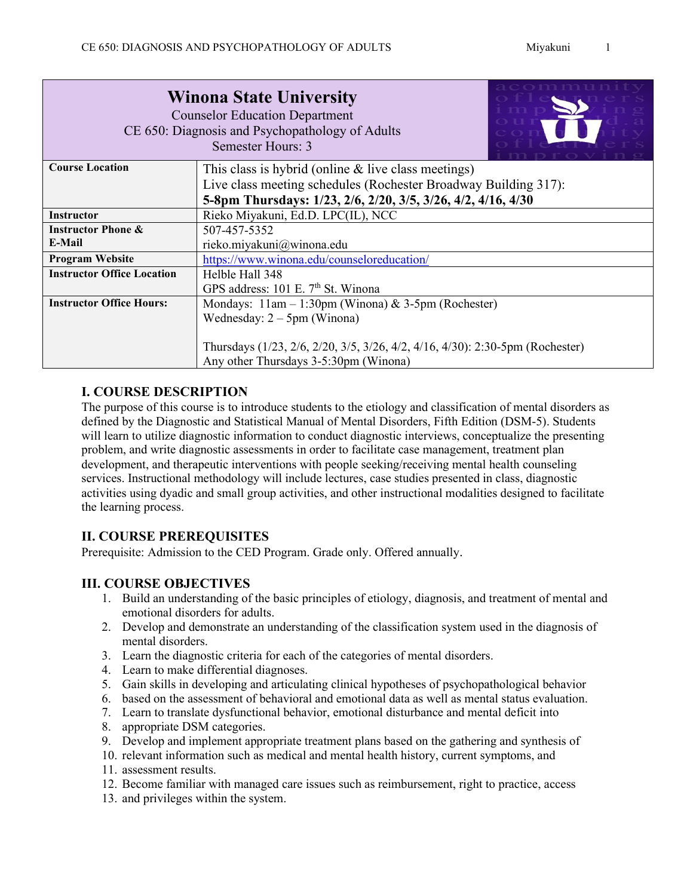| Winona State University<br>Counselor Education Department<br>CE 650: Diagnosis and Psychopathology of Adults<br>Semester Hours: 3 | |
|---|---|
| **Course Location** | This class is hybrid (online & live class meetings)<br>Live class meeting schedules (Rochester Broadway Building 317):<br>**5-8pm Thursdays: 1/23, 2/6, 2/20, 3/5, 3/26, 4/2, 4/16, 4/30** |
| **Instructor** | Rieko Miyakuni, Ed.D. LPC(IL), NCC |
| **Instructor Phone & E-Mail** | 507-457-5352<br>rieko.miyakuni@winona.edu |
| **Program Website** | https://www.winona.edu/counseloreducation/ |
| **Instructor Office Location** | Helble Hall 348<br>GPS address: 101 E. 7th St. Winona |
| **Instructor Office Hours:** | Mondays: 11am – 1:30pm (Winona) & 3-5pm (Rochester)<br>Wednesday: 2 – 5pm (Winona)<br><br>Thursdays (1/23, 2/6, 2/20, 3/5, 3/26, 4/2, 4/16, 4/30): 2:30-5pm (Rochester)<br>Any other Thursdays 3-5:30pm (Winona) |

## I. COURSE DESCRIPTION

The purpose of this course is to introduce students to the etiology and classification of mental disorders as defined by the Diagnostic and Statistical Manual of Mental Disorders, Fifth Edition (DSM-5). Students will learn to utilize diagnostic information to conduct diagnostic interviews, conceptualize the presenting problem, and write diagnostic assessments in order to facilitate case management, treatment plan development, and therapeutic interventions with people seeking/receiving mental health counseling services. Instructional methodology will include lectures, case studies presented in class, diagnostic activities using dyadic and small group activities, and other instructional modalities designed to facilitate the learning process.

## II. COURSE PREREQUISITES

Prerequisite: Admission to the CED Program. Grade only. Offered annually.

## III. COURSE OBJECTIVES

1. Build an understanding of the basic principles of etiology, diagnosis, and treatment of mental and emotional disorders for adults.
2. Develop and demonstrate an understanding of the classification system used in the diagnosis of mental disorders.
3. Learn the diagnostic criteria for each of the categories of mental disorders.
4. Learn to make differential diagnoses.
5. Gain skills in developing and articulating clinical hypotheses of psychopathological behavior
6. based on the assessment of behavioral and emotional data as well as mental status evaluation.
7. Learn to translate dysfunctional behavior, emotional disturbance and mental deficit into
8. appropriate DSM categories.
9. Develop and implement appropriate treatment plans based on the gathering and synthesis of
10. relevant information such as medical and mental health history, current symptoms, and
11. assessment results.
12. Become familiar with managed care issues such as reimbursement, right to practice, access
13. and privileges within the system.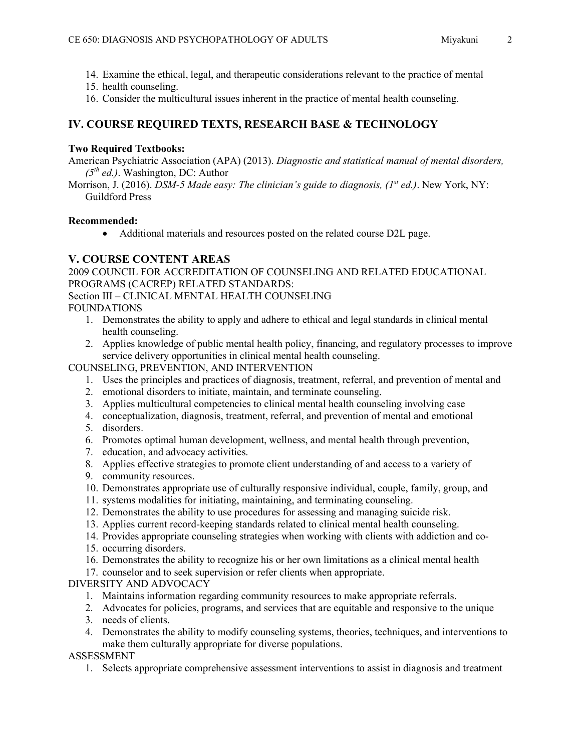14. Examine the ethical, legal, and therapeutic considerations relevant to the practice of mental
15. health counseling.
16. Consider the multicultural issues inherent in the practice of mental health counseling.

## IV. COURSE REQUIRED TEXTS, RESEARCH BASE & TECHNOLOGY

**Two Required Textbooks:**

American Psychiatric Association (APA) (2013). *Diagnostic and statistical manual of mental disorders, (5th ed.)*. Washington, DC: Author

Morrison, J. (2016). *DSM-5 Made easy: The clinician's guide to diagnosis, (1st ed.)*. New York, NY: Guildford Press

**Recommended:**

- Additional materials and resources posted on the related course D2L page.

## V. COURSE CONTENT AREAS

2009 COUNCIL FOR ACCREDITATION OF COUNSELING AND RELATED EDUCATIONAL PROGRAMS (CACREP) RELATED STANDARDS:

Section III – CLINICAL MENTAL HEALTH COUNSELING

FOUNDATIONS

1. Demonstrates the ability to apply and adhere to ethical and legal standards in clinical mental health counseling.
2. Applies knowledge of public mental health policy, financing, and regulatory processes to improve service delivery opportunities in clinical mental health counseling.

COUNSELING, PREVENTION, AND INTERVENTION

1. Uses the principles and practices of diagnosis, treatment, referral, and prevention of mental and
2. emotional disorders to initiate, maintain, and terminate counseling.
3. Applies multicultural competencies to clinical mental health counseling involving case
4. conceptualization, diagnosis, treatment, referral, and prevention of mental and emotional
5. disorders.
6. Promotes optimal human development, wellness, and mental health through prevention,
7. education, and advocacy activities.
8. Applies effective strategies to promote client understanding of and access to a variety of
9. community resources.
10. Demonstrates appropriate use of culturally responsive individual, couple, family, group, and
11. systems modalities for initiating, maintaining, and terminating counseling.
12. Demonstrates the ability to use procedures for assessing and managing suicide risk.
13. Applies current record-keeping standards related to clinical mental health counseling.
14. Provides appropriate counseling strategies when working with clients with addiction and co-
15. occurring disorders.
16. Demonstrates the ability to recognize his or her own limitations as a clinical mental health
17. counselor and to seek supervision or refer clients when appropriate.

DIVERSITY AND ADVOCACY

1. Maintains information regarding community resources to make appropriate referrals.
2. Advocates for policies, programs, and services that are equitable and responsive to the unique
3. needs of clients.
4. Demonstrates the ability to modify counseling systems, theories, techniques, and interventions to make them culturally appropriate for diverse populations.

ASSESSMENT

1. Selects appropriate comprehensive assessment interventions to assist in diagnosis and treatment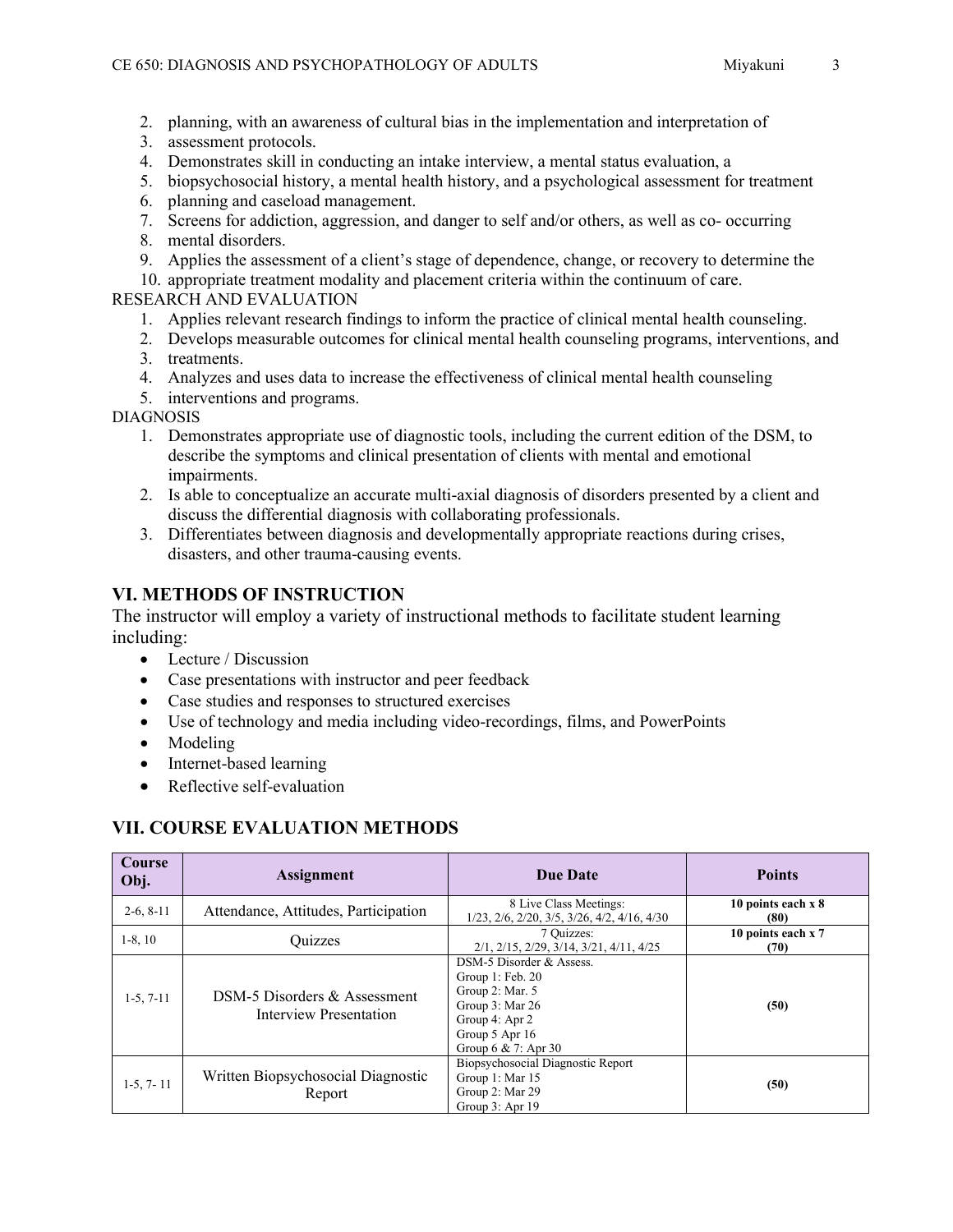2. planning, with an awareness of cultural bias in the implementation and interpretation of
3. assessment protocols.
4. Demonstrates skill in conducting an intake interview, a mental status evaluation, a
5. biopsychosocial history, a mental health history, and a psychological assessment for treatment
6. planning and caseload management.
7. Screens for addiction, aggression, and danger to self and/or others, as well as co- occurring
8. mental disorders.
9. Applies the assessment of a client's stage of dependence, change, or recovery to determine the
10. appropriate treatment modality and placement criteria within the continuum of care.

RESEARCH AND EVALUATION

1. Applies relevant research findings to inform the practice of clinical mental health counseling.
2. Develops measurable outcomes for clinical mental health counseling programs, interventions, and
3. treatments.
4. Analyzes and uses data to increase the effectiveness of clinical mental health counseling
5. interventions and programs.

DIAGNOSIS

1. Demonstrates appropriate use of diagnostic tools, including the current edition of the DSM, to describe the symptoms and clinical presentation of clients with mental and emotional impairments.
2. Is able to conceptualize an accurate multi-axial diagnosis of disorders presented by a client and discuss the differential diagnosis with collaborating professionals.
3. Differentiates between diagnosis and developmentally appropriate reactions during crises, disasters, and other trauma-causing events.

## VI. METHODS OF INSTRUCTION

The instructor will employ a variety of instructional methods to facilitate student learning including:

- Lecture / Discussion
- Case presentations with instructor and peer feedback
- Case studies and responses to structured exercises
- Use of technology and media including video-recordings, films, and PowerPoints
- Modeling
- Internet-based learning
- Reflective self-evaluation

## VII. COURSE EVALUATION METHODS

| Course Obj. | Assignment | Due Date | Points |
|---|---|---|---|
| 2-6, 8-11 | Attendance, Attitudes, Participation | 8 Live Class Meetings: 1/23, 2/6, 2/20, 3/5, 3/26, 4/2, 4/16, 4/30 | **10 points each x 8 (80)** |
| 1-8, 10 | Quizzes | 7 Quizzes: 2/1, 2/15, 2/29, 3/14, 3/21, 4/11, 4/25 | **10 points each x 7 (70)** |
| 1-5, 7-11 | DSM-5 Disorders & Assessment Interview Presentation | DSM-5 Disorder & Assess.<br>Group 1: Feb. 20<br>Group 2: Mar. 5<br>Group 3: Mar 26<br>Group 4: Apr 2<br>Group 5 Apr 16<br>Group 6 & 7: Apr 30 | **(50)** |
| 1-5, 7- 11 | Written Biopsychosocial Diagnostic Report | Biopsychosocial Diagnostic Report<br>Group 1: Mar 15<br>Group 2: Mar 29<br>Group 3: Apr 19 | **(50)** |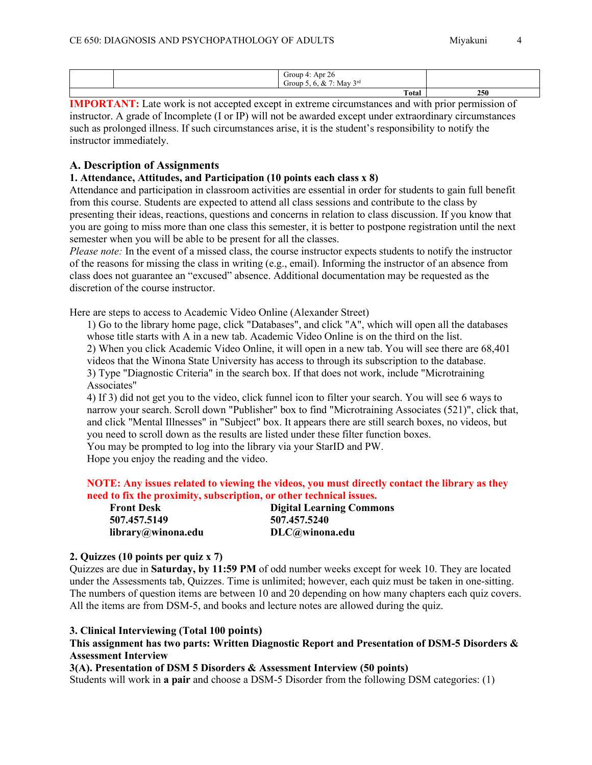|  |  | Group 4: Apr 26<br>Group 5, 6, & 7: May 3rd |  |
|---|---|---|---|
|  |  | **Total** | **250** |

**IMPORTANT:** Late work is not accepted except in extreme circumstances and with prior permission of instructor. A grade of Incomplete (I or IP) will not be awarded except under extraordinary circumstances such as prolonged illness. If such circumstances arise, it is the student's responsibility to notify the instructor immediately.

## A. Description of Assignments

### 1. Attendance, Attitudes, and Participation (10 points each class x 8)

Attendance and participation in classroom activities are essential in order for students to gain full benefit from this course. Students are expected to attend all class sessions and contribute to the class by presenting their ideas, reactions, questions and concerns in relation to class discussion. If you know that you are going to miss more than one class this semester, it is better to postpone registration until the next semester when you will be able to be present for all the classes.

*Please note:* In the event of a missed class, the course instructor expects students to notify the instructor of the reasons for missing the class in writing (e.g., email). Informing the instructor of an absence from class does not guarantee an "excused" absence. Additional documentation may be requested as the discretion of the course instructor.

Here are steps to access to Academic Video Online (Alexander Street)

1) Go to the library home page, click "Databases", and click "A", which will open all the databases whose title starts with A in a new tab. Academic Video Online is on the third on the list.
2) When you click Academic Video Online, it will open in a new tab. You will see there are 68,401 videos that the Winona State University has access to through its subscription to the database.
3) Type "Diagnostic Criteria" in the search box. If that does not work, include "Microtraining Associates"
4) If 3) did not get you to the video, click funnel icon to filter your search. You will see 6 ways to narrow your search. Scroll down "Publisher" box to find "Microtraining Associates (521)", click that, and click "Mental Illnesses" in "Subject" box. It appears there are still search boxes, no videos, but you need to scroll down as the results are listed under these filter function boxes.

You may be prompted to log into the library via your StarID and PW.

Hope you enjoy the reading and the video.

**NOTE: Any issues related to viewing the videos, you must directly contact the library as they need to fix the proximity, subscription, or other technical issues.**

| **Front Desk** | **Digital Learning Commons** |
|---|---|
| **507.457.5149** | **507.457.5240** |
| **library@winona.edu** | **DLC@winona.edu** |

### 2. Quizzes (10 points per quiz x 7)

Quizzes are due in **Saturday, by 11:59 PM** of odd number weeks except for week 10. They are located under the Assessments tab, Quizzes. Time is unlimited; however, each quiz must be taken in one-sitting. The numbers of question items are between 10 and 20 depending on how many chapters each quiz covers. All the items are from DSM-5, and books and lecture notes are allowed during the quiz.

### 3. Clinical Interviewing (Total 100 points)

**This assignment has two parts: Written Diagnostic Report and Presentation of DSM-5 Disorders & Assessment Interview**

**3(A). Presentation of DSM 5 Disorders & Assessment Interview (50 points)**

Students will work in **a pair** and choose a DSM-5 Disorder from the following DSM categories: (1)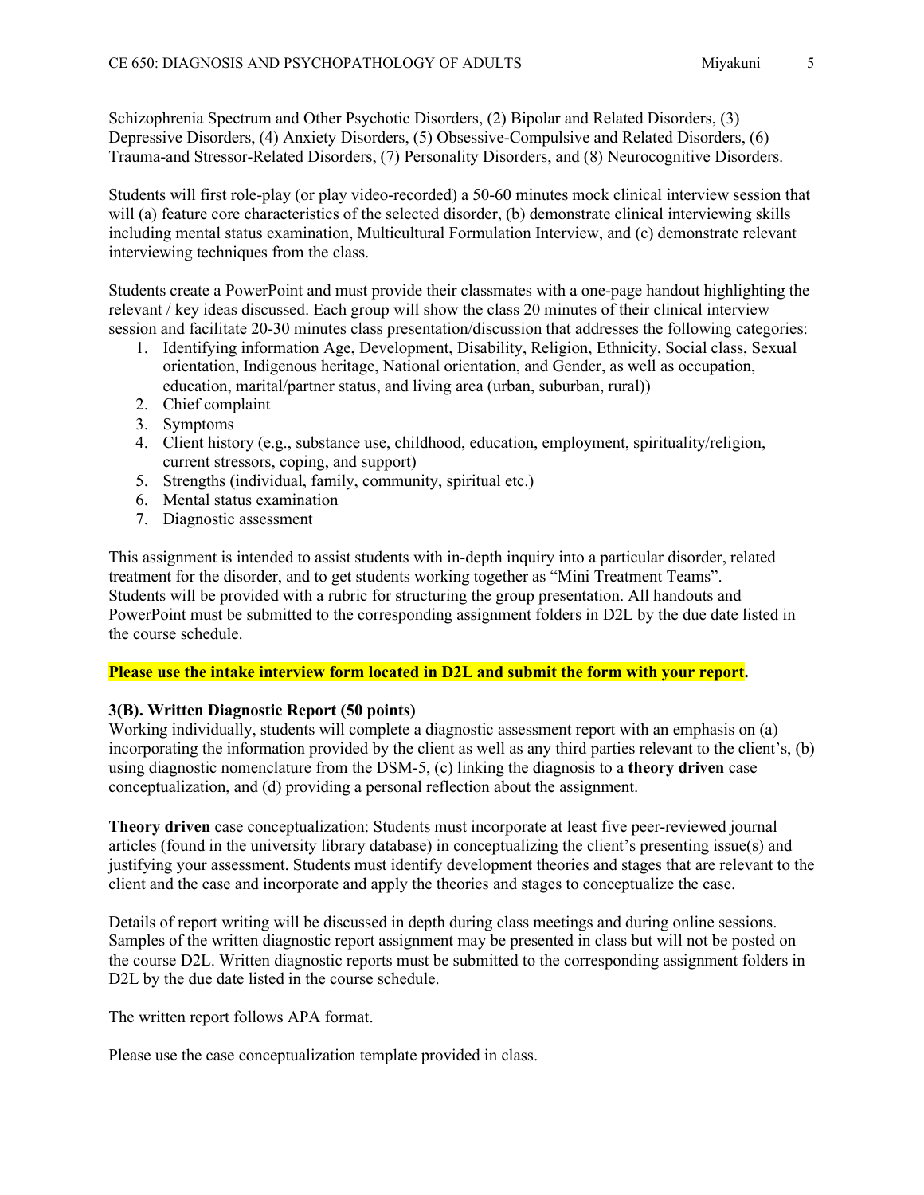Schizophrenia Spectrum and Other Psychotic Disorders, (2) Bipolar and Related Disorders, (3) Depressive Disorders, (4) Anxiety Disorders, (5) Obsessive-Compulsive and Related Disorders, (6) Trauma-and Stressor-Related Disorders, (7) Personality Disorders, and (8) Neurocognitive Disorders.

Students will first role-play (or play video-recorded) a 50-60 minutes mock clinical interview session that will (a) feature core characteristics of the selected disorder, (b) demonstrate clinical interviewing skills including mental status examination, Multicultural Formulation Interview, and (c) demonstrate relevant interviewing techniques from the class.

Students create a PowerPoint and must provide their classmates with a one-page handout highlighting the relevant / key ideas discussed. Each group will show the class 20 minutes of their clinical interview session and facilitate 20-30 minutes class presentation/discussion that addresses the following categories:

1. Identifying information Age, Development, Disability, Religion, Ethnicity, Social class, Sexual orientation, Indigenous heritage, National orientation, and Gender, as well as occupation, education, marital/partner status, and living area (urban, suburban, rural))
2. Chief complaint
3. Symptoms
4. Client history (e.g., substance use, childhood, education, employment, spirituality/religion, current stressors, coping, and support)
5. Strengths (individual, family, community, spiritual etc.)
6. Mental status examination
7. Diagnostic assessment

This assignment is intended to assist students with in-depth inquiry into a particular disorder, related treatment for the disorder, and to get students working together as "Mini Treatment Teams". Students will be provided with a rubric for structuring the group presentation. All handouts and PowerPoint must be submitted to the corresponding assignment folders in D2L by the due date listed in the course schedule.

**Please use the intake interview form located in D2L and submit the form with your report.**

**3(B). Written Diagnostic Report (50 points)**

Working individually, students will complete a diagnostic assessment report with an emphasis on (a) incorporating the information provided by the client as well as any third parties relevant to the client's, (b) using diagnostic nomenclature from the DSM-5, (c) linking the diagnosis to a **theory driven** case conceptualization, and (d) providing a personal reflection about the assignment.

**Theory driven** case conceptualization: Students must incorporate at least five peer-reviewed journal articles (found in the university library database) in conceptualizing the client's presenting issue(s) and justifying your assessment. Students must identify development theories and stages that are relevant to the client and the case and incorporate and apply the theories and stages to conceptualize the case.

Details of report writing will be discussed in depth during class meetings and during online sessions. Samples of the written diagnostic report assignment may be presented in class but will not be posted on the course D2L. Written diagnostic reports must be submitted to the corresponding assignment folders in D2L by the due date listed in the course schedule.

The written report follows APA format.

Please use the case conceptualization template provided in class.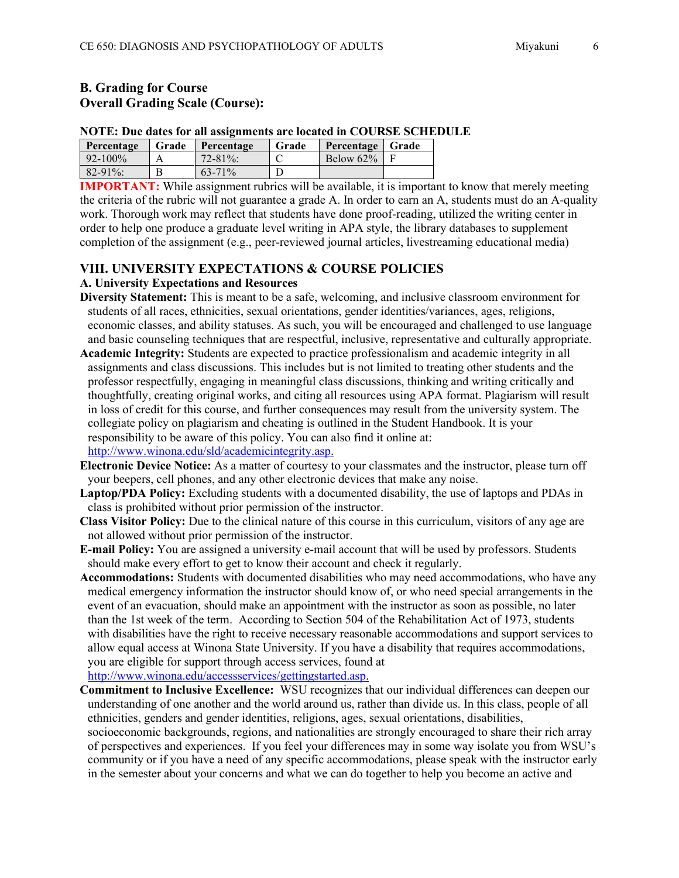### B. Grading for Course

### Overall Grading Scale (Course):

**NOTE: Due dates for all assignments are located in COURSE SCHEDULE**

| Percentage | Grade | Percentage | Grade | Percentage | Grade |
|---|---|---|---|---|---|
| 92-100% | A | 72-81%: | C | Below 62% | F |
| 82-91%: | B | 63-71% | D | | |

**IMPORTANT:** While assignment rubrics will be available, it is important to know that merely meeting the criteria of the rubric will not guarantee a grade A. In order to earn an A, students must do an A-quality work. Thorough work may reflect that students have done proof-reading, utilized the writing center in order to help one produce a graduate level writing in APA style, the library databases to supplement completion of the assignment (e.g., peer-reviewed journal articles, livestreaming educational media)

## VIII. UNIVERSITY EXPECTATIONS & COURSE POLICIES

### A. University Expectations and Resources

**Diversity Statement:** This is meant to be a safe, welcoming, and inclusive classroom environment for students of all races, ethnicities, sexual orientations, gender identities/variances, ages, religions, economic classes, and ability statuses. As such, you will be encouraged and challenged to use language and basic counseling techniques that are respectful, inclusive, representative and culturally appropriate.

**Academic Integrity:** Students are expected to practice professionalism and academic integrity in all assignments and class discussions. This includes but is not limited to treating other students and the professor respectfully, engaging in meaningful class discussions, thinking and writing critically and thoughtfully, creating original works, and citing all resources using APA format. Plagiarism will result in loss of credit for this course, and further consequences may result from the university system. The collegiate policy on plagiarism and cheating is outlined in the Student Handbook. It is your responsibility to be aware of this policy. You can also find it online at: http://www.winona.edu/sld/academicintegrity.asp.

**Electronic Device Notice:** As a matter of courtesy to your classmates and the instructor, please turn off your beepers, cell phones, and any other electronic devices that make any noise.

**Laptop/PDA Policy:** Excluding students with a documented disability, the use of laptops and PDAs in class is prohibited without prior permission of the instructor.

**Class Visitor Policy:** Due to the clinical nature of this course in this curriculum, visitors of any age are not allowed without prior permission of the instructor.

**E-mail Policy:** You are assigned a university e-mail account that will be used by professors. Students should make every effort to get to know their account and check it regularly.

**Accommodations:** Students with documented disabilities who may need accommodations, who have any medical emergency information the instructor should know of, or who need special arrangements in the event of an evacuation, should make an appointment with the instructor as soon as possible, no later than the 1st week of the term. According to Section 504 of the Rehabilitation Act of 1973, students with disabilities have the right to receive necessary reasonable accommodations and support services to allow equal access at Winona State University. If you have a disability that requires accommodations, you are eligible for support through access services, found at http://www.winona.edu/accessservices/gettingstarted.asp.

**Commitment to Inclusive Excellence:** WSU recognizes that our individual differences can deepen our understanding of one another and the world around us, rather than divide us. In this class, people of all ethnicities, genders and gender identities, religions, ages, sexual orientations, disabilities, socioeconomic backgrounds, regions, and nationalities are strongly encouraged to share their rich array of perspectives and experiences. If you feel your differences may in some way isolate you from WSU's community or if you have a need of any specific accommodations, please speak with the instructor early in the semester about your concerns and what we can do together to help you become an active and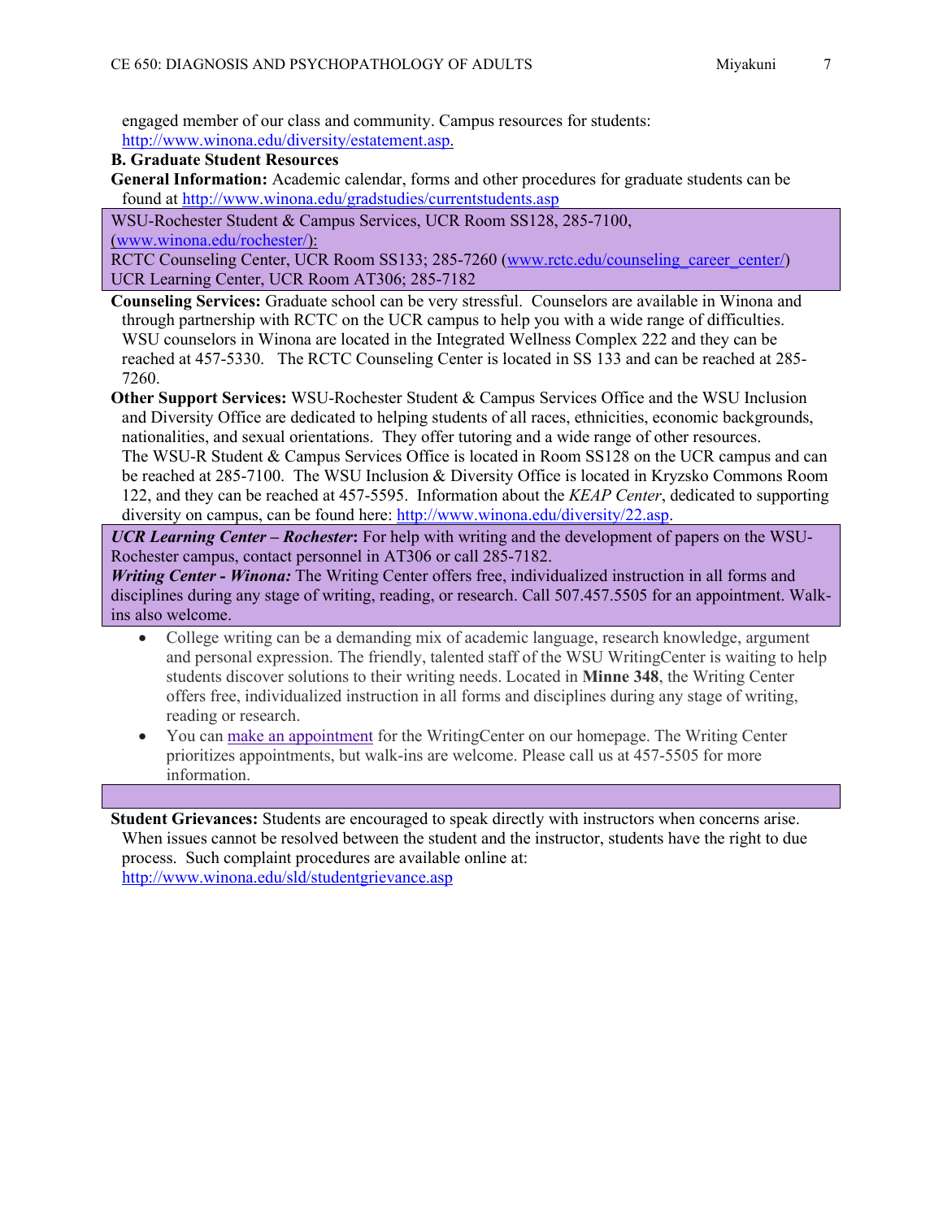engaged member of our class and community. Campus resources for students: http://www.winona.edu/diversity/estatement.asp.

**B. Graduate Student Resources**

**General Information:** Academic calendar, forms and other procedures for graduate students can be found at http://www.winona.edu/gradstudies/currentstudents.asp

WSU-Rochester Student & Campus Services, UCR Room SS128, 285-7100, (www.winona.edu/rochester/):
RCTC Counseling Center, UCR Room SS133; 285-7260 (www.rctc.edu/counseling_career_center/)
UCR Learning Center, UCR Room AT306; 285-7182

**Counseling Services:** Graduate school can be very stressful. Counselors are available in Winona and through partnership with RCTC on the UCR campus to help you with a wide range of difficulties. WSU counselors in Winona are located in the Integrated Wellness Complex 222 and they can be reached at 457-5330. The RCTC Counseling Center is located in SS 133 and can be reached at 285-7260.

**Other Support Services:** WSU-Rochester Student & Campus Services Office and the WSU Inclusion and Diversity Office are dedicated to helping students of all races, ethnicities, economic backgrounds, nationalities, and sexual orientations. They offer tutoring and a wide range of other resources. The WSU-R Student & Campus Services Office is located in Room SS128 on the UCR campus and can be reached at 285-7100. The WSU Inclusion & Diversity Office is located in Kryzsko Commons Room 122, and they can be reached at 457-5595. Information about the *KEAP Center*, dedicated to supporting diversity on campus, can be found here: http://www.winona.edu/diversity/22.asp.

***UCR Learning Center – Rochester*:** For help with writing and the development of papers on the WSU-Rochester campus, contact personnel in AT306 or call 285-7182.
***Writing Center - Winona:*** The Writing Center offers free, individualized instruction in all forms and disciplines during any stage of writing, reading, or research. Call 507.457.5505 for an appointment. Walk-ins also welcome.

- College writing can be a demanding mix of academic language, research knowledge, argument and personal expression. The friendly, talented staff of the WSU WritingCenter is waiting to help students discover solutions to their writing needs. Located in **Minne 348**, the Writing Center offers free, individualized instruction in all forms and disciplines during any stage of writing, reading or research.
- You can make an appointment for the WritingCenter on our homepage. The Writing Center prioritizes appointments, but walk-ins are welcome. Please call us at 457-5505 for more information.

**Student Grievances:** Students are encouraged to speak directly with instructors when concerns arise. When issues cannot be resolved between the student and the instructor, students have the right to due process. Such complaint procedures are available online at: http://www.winona.edu/sld/studentgrievance.asp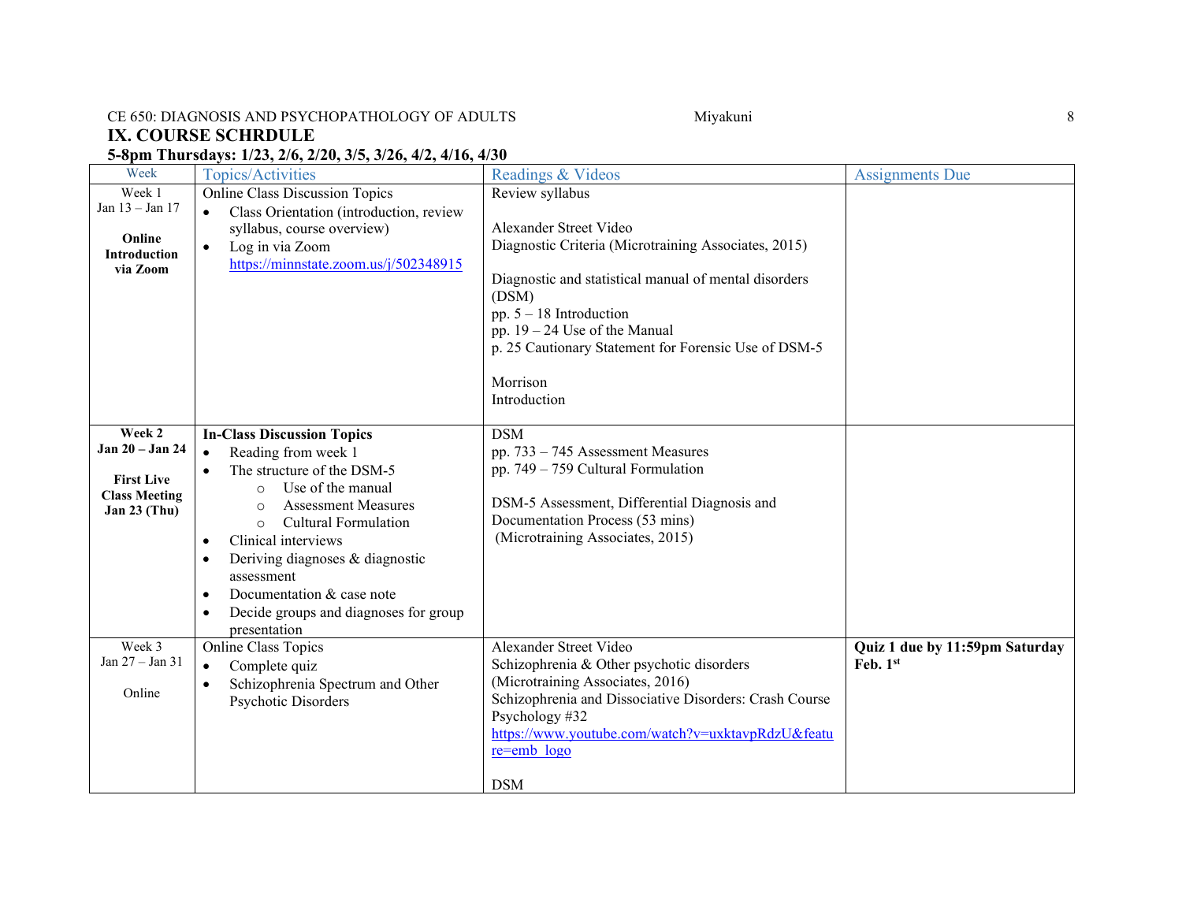## IX. COURSE SCHRDULE

**5-8pm Thursdays: 1/23, 2/6, 2/20, 3/5, 3/26, 4/2, 4/16, 4/30**

| Week | Topics/Activities | Readings & Videos | Assignments Due |
|---|---|---|---|
| Week 1<br>Jan 13 – Jan 17<br><br>**Online Introduction via Zoom** | Online Class Discussion Topics<br>• Class Orientation (introduction, review syllabus, course overview)<br>• Log in via Zoom https://minnstate.zoom.us/j/502348915 | Review syllabus<br><br>Alexander Street Video<br>Diagnostic Criteria (Microtraining Associates, 2015)<br><br>Diagnostic and statistical manual of mental disorders (DSM)<br>pp. 5 – 18 Introduction<br>pp. 19 – 24 Use of the Manual<br>p. 25 Cautionary Statement for Forensic Use of DSM-5<br><br>Morrison<br>Introduction | |
| **Week 2**<br>**Jan 20 – Jan 24**<br><br>**First Live Class Meeting Jan 23 (Thu)** | **In-Class Discussion Topics**<br>• Reading from week 1<br>• The structure of the DSM-5<br>  ○ Use of the manual<br>  ○ Assessment Measures<br>  ○ Cultural Formulation<br>• Clinical interviews<br>• Deriving diagnoses & diagnostic assessment<br>• Documentation & case note<br>• Decide groups and diagnoses for group presentation | DSM<br>pp. 733 – 745 Assessment Measures<br>pp. 749 – 759 Cultural Formulation<br><br>DSM-5 Assessment, Differential Diagnosis and Documentation Process (53 mins)<br>(Microtraining Associates, 2015) | |
| Week 3<br>Jan 27 – Jan 31<br><br>Online | Online Class Topics<br>• Complete quiz<br>• Schizophrenia Spectrum and Other Psychotic Disorders | Alexander Street Video<br>Schizophrenia & Other psychotic disorders (Microtraining Associates, 2016)<br>Schizophrenia and Dissociative Disorders: Crash Course Psychology #32<br>https://www.youtube.com/watch?v=uxktavpRdzU&feature=emb_logo<br><br>DSM | **Quiz 1 due by 11:59pm Saturday Feb. 1st** |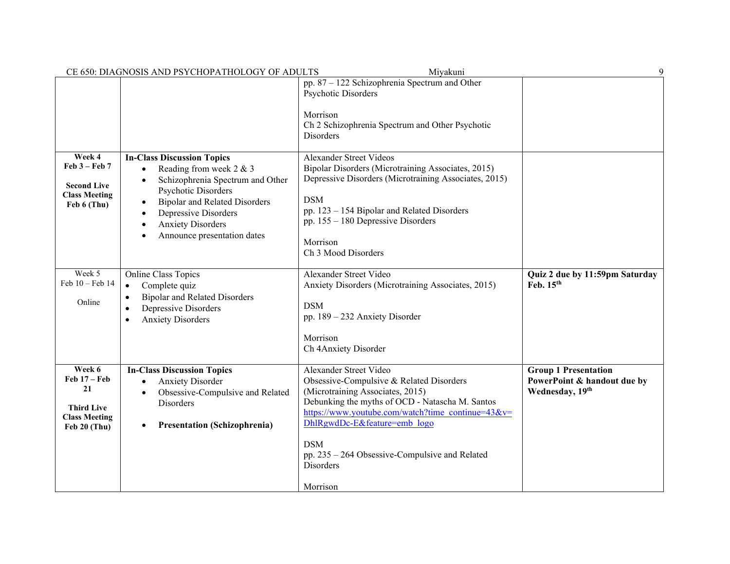| | | | |
|---|---|---|---|
| | | pp. 87 – 122 Schizophrenia Spectrum and Other Psychotic Disorders<br><br>Morrison<br>Ch 2 Schizophrenia Spectrum and Other Psychotic Disorders | |
| **Week 4**<br>**Feb 3 – Feb 7**<br><br>**Second Live Class Meeting**<br>**Feb 6 (Thu)** | **In-Class Discussion Topics**<br>• Reading from week 2 & 3<br>• Schizophrenia Spectrum and Other Psychotic Disorders<br>• Bipolar and Related Disorders<br>• Depressive Disorders<br>• Anxiety Disorders<br>• Announce presentation dates | Alexander Street Videos<br>Bipolar Disorders (Microtraining Associates, 2015)<br>Depressive Disorders (Microtraining Associates, 2015)<br><br>DSM<br>pp. 123 – 154 Bipolar and Related Disorders<br>pp. 155 – 180 Depressive Disorders<br><br>Morrison<br>Ch 3 Mood Disorders | |
| Week 5<br>Feb 10 – Feb 14<br><br>Online | Online Class Topics<br>• Complete quiz<br>• Bipolar and Related Disorders<br>• Depressive Disorders<br>• Anxiety Disorders | Alexander Street Video<br>Anxiety Disorders (Microtraining Associates, 2015)<br><br>DSM<br>pp. 189 – 232 Anxiety Disorder<br><br>Morrison<br>Ch 4Anxiety Disorder | **Quiz 2 due by 11:59pm Saturday Feb. 15th** |
| **Week 6**<br>**Feb 17 – Feb 21**<br><br>**Third Live Class Meeting**<br>**Feb 20 (Thu)** | **In-Class Discussion Topics**<br>• Anxiety Disorder<br>• Obsessive-Compulsive and Related Disorders<br><br>• **Presentation (Schizophrenia)** | Alexander Street Video<br>Obsessive-Compulsive & Related Disorders (Microtraining Associates, 2015)<br>Debunking the myths of OCD - Natascha M. Santos<br>https://www.youtube.com/watch?time_continue=43&v=DhlRgwdDc-E&feature=emb_logo<br><br>DSM<br>pp. 235 – 264 Obsessive-Compulsive and Related Disorders<br><br>Morrison | **Group 1 Presentation PowerPoint & handout due by Wednesday, 19th** |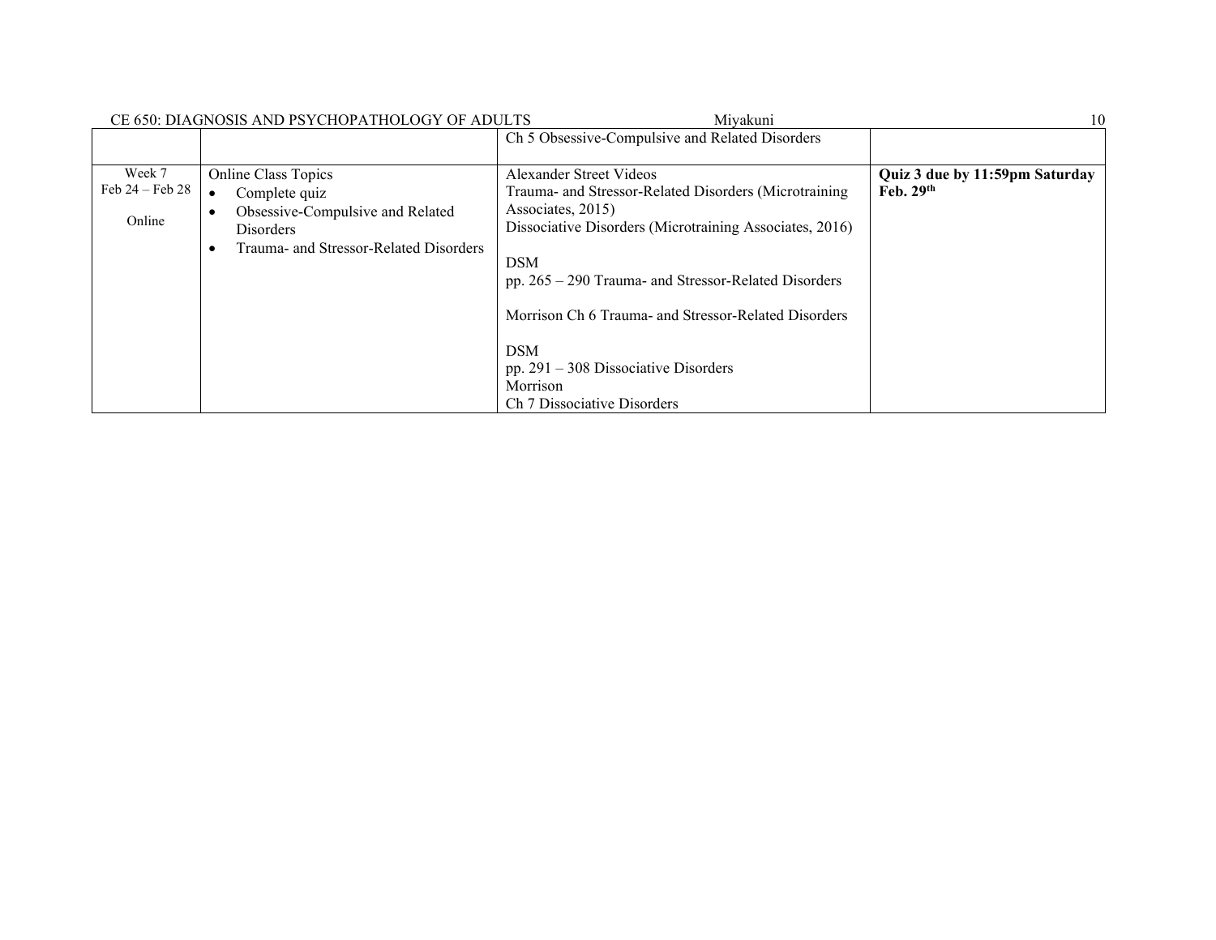| | | | |
|---|---|---|---|
| | | Ch 5 Obsessive-Compulsive and Related Disorders | |
| Week 7<br>Feb 24 – Feb 28<br><br>Online | Online Class Topics<br>• Complete quiz<br>• Obsessive-Compulsive and Related Disorders<br>• Trauma- and Stressor-Related Disorders | Alexander Street Videos<br>Trauma- and Stressor-Related Disorders (Microtraining Associates, 2015)<br>Dissociative Disorders (Microtraining Associates, 2016)<br><br>DSM<br>pp. 265 – 290 Trauma- and Stressor-Related Disorders<br><br>Morrison Ch 6 Trauma- and Stressor-Related Disorders<br><br>DSM<br>pp. 291 – 308 Dissociative Disorders<br>Morrison<br>Ch 7 Dissociative Disorders | **Quiz 3 due by 11:59pm Saturday Feb. 29th** |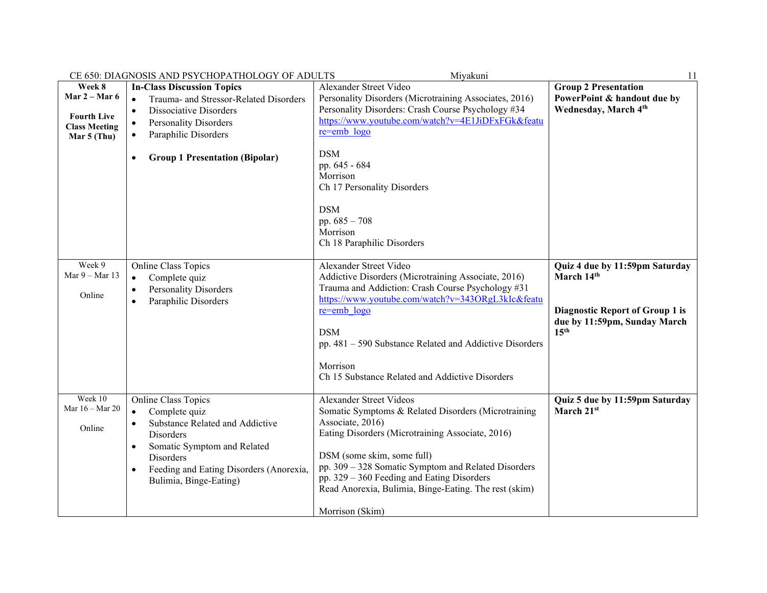| Week 8 Mar 2 – Mar 6 **Fourth Live Class Meeting Mar 5 (Thu)** | **In-Class Discussion Topics**<br>• Trauma- and Stressor-Related Disorders<br>• Dissociative Disorders<br>• Personality Disorders<br>• Paraphilic Disorders<br><br>• **Group 1 Presentation (Bipolar)** | Alexander Street Video<br>Personality Disorders (Microtraining Associates, 2016)<br>Personality Disorders: Crash Course Psychology #34<br>https://www.youtube.com/watch?v=4E1JiDFxFGk&feature=emb_logo<br><br>DSM<br>pp. 645 - 684<br>Morrison<br>Ch 17 Personality Disorders<br><br>DSM<br>pp. 685 – 708<br>Morrison<br>Ch 18 Paraphilic Disorders | **Group 2 Presentation PowerPoint & handout due by Wednesday, March 4th** |
|---|---|---|---|
| Week 9<br>Mar 9 – Mar 13<br><br>Online | Online Class Topics<br>• Complete quiz<br>• Personality Disorders<br>• Paraphilic Disorders | Alexander Street Video<br>Addictive Disorders (Microtraining Associate, 2016)<br>Trauma and Addiction: Crash Course Psychology #31<br>https://www.youtube.com/watch?v=343ORgL3kIc&feature=emb_logo<br><br>DSM<br>pp. 481 – 590 Substance Related and Addictive Disorders<br><br>Morrison<br>Ch 15 Substance Related and Addictive Disorders | **Quiz 4 due by 11:59pm Saturday March 14th**<br><br>**Diagnostic Report of Group 1 is due by 11:59pm, Sunday March 15th** |
| Week 10<br>Mar 16 – Mar 20<br><br>Online | Online Class Topics<br>• Complete quiz<br>• Substance Related and Addictive Disorders<br>• Somatic Symptom and Related Disorders<br>• Feeding and Eating Disorders (Anorexia, Bulimia, Binge-Eating) | Alexander Street Videos<br>Somatic Symptoms & Related Disorders (Microtraining Associate, 2016)<br>Eating Disorders (Microtraining Associate, 2016)<br><br>DSM (some skim, some full)<br>pp. 309 – 328 Somatic Symptom and Related Disorders<br>pp. 329 – 360 Feeding and Eating Disorders<br>Read Anorexia, Bulimia, Binge-Eating. The rest (skim)<br><br>Morrison (Skim) | **Quiz 5 due by 11:59pm Saturday March 21st** |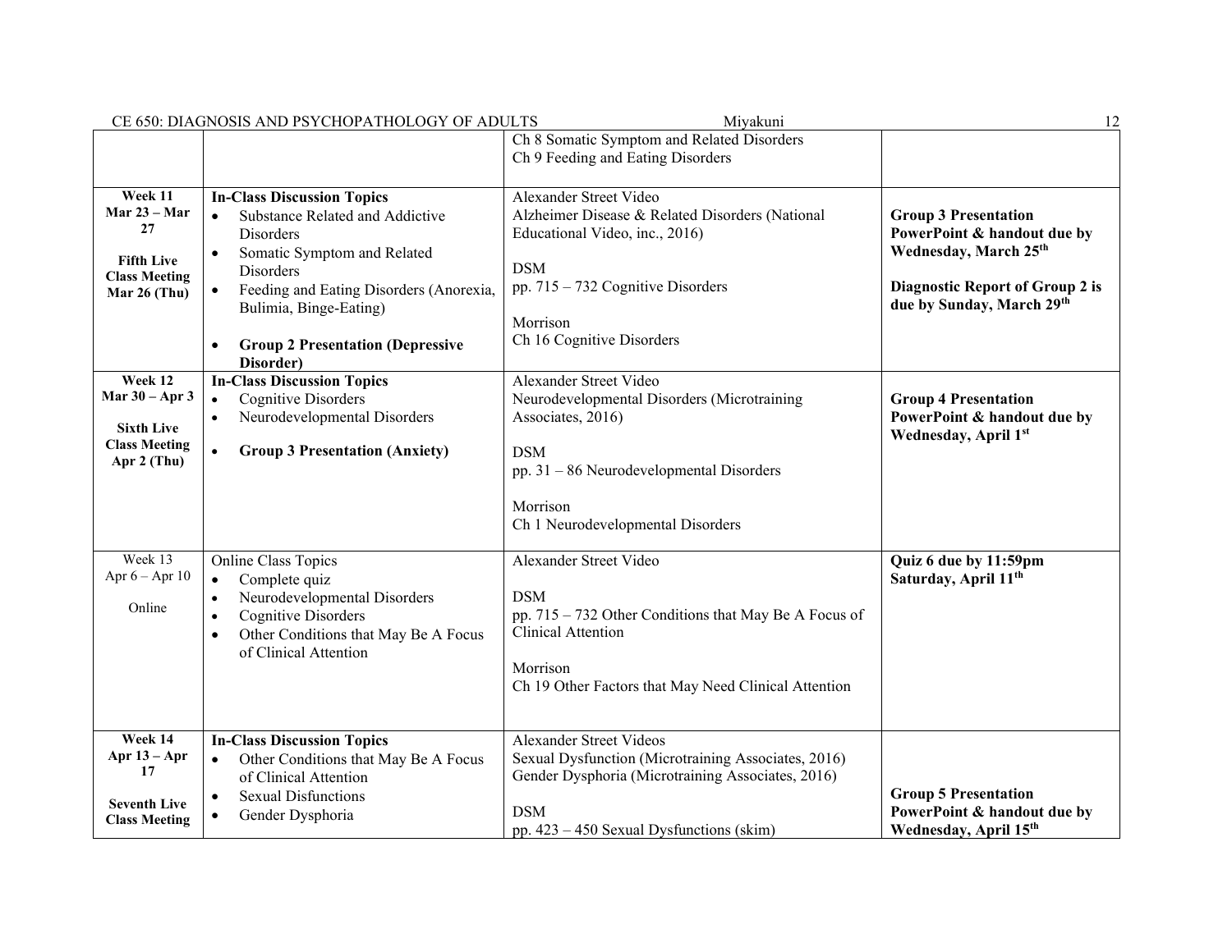| | | | |
|---|---|---|---|
| | | Ch 8 Somatic Symptom and Related Disorders<br>Ch 9 Feeding and Eating Disorders | |
| **Week 11**<br>**Mar 23 – Mar 27**<br><br>**Fifth Live Class Meeting**<br>**Mar 26 (Thu)** | **In-Class Discussion Topics**<br>• Substance Related and Addictive Disorders<br>• Somatic Symptom and Related Disorders<br>• Feeding and Eating Disorders (Anorexia, Bulimia, Binge-Eating)<br><br>• **Group 2 Presentation (Depressive Disorder)** | Alexander Street Video<br>Alzheimer Disease & Related Disorders (National Educational Video, inc., 2016)<br><br>DSM<br>pp. 715 – 732 Cognitive Disorders<br><br>Morrison<br>Ch 16 Cognitive Disorders | **Group 3 Presentation PowerPoint & handout due by Wednesday, March 25th**<br><br>**Diagnostic Report of Group 2 is due by Sunday, March 29th** |
| **Week 12**<br>**Mar 30 – Apr 3**<br><br>**Sixth Live Class Meeting**<br>**Apr 2 (Thu)** | **In-Class Discussion Topics**<br>• Cognitive Disorders<br>• Neurodevelopmental Disorders<br><br>• **Group 3 Presentation (Anxiety)** | Alexander Street Video<br>Neurodevelopmental Disorders (Microtraining Associates, 2016)<br><br>DSM<br>pp. 31 – 86 Neurodevelopmental Disorders<br><br>Morrison<br>Ch 1 Neurodevelopmental Disorders | **Group 4 Presentation PowerPoint & handout due by Wednesday, April 1st** |
| Week 13<br>Apr 6 – Apr 10<br><br>Online | Online Class Topics<br>• Complete quiz<br>• Neurodevelopmental Disorders<br>• Cognitive Disorders<br>• Other Conditions that May Be A Focus of Clinical Attention | Alexander Street Video<br><br>DSM<br>pp. 715 – 732 Other Conditions that May Be A Focus of Clinical Attention<br><br>Morrison<br>Ch 19 Other Factors that May Need Clinical Attention | **Quiz 6 due by 11:59pm Saturday, April 11th** |
| **Week 14**<br>**Apr 13 – Apr 17**<br><br>**Seventh Live Class Meeting** | **In-Class Discussion Topics**<br>• Other Conditions that May Be A Focus of Clinical Attention<br>• Sexual Disfunctions<br>• Gender Dysphoria | Alexander Street Videos<br>Sexual Dysfunction (Microtraining Associates, 2016)<br>Gender Dysphoria (Microtraining Associates, 2016)<br><br>DSM<br>pp. 423 – 450 Sexual Dysfunctions (skim) | **Group 5 Presentation PowerPoint & handout due by Wednesday, April 15th** |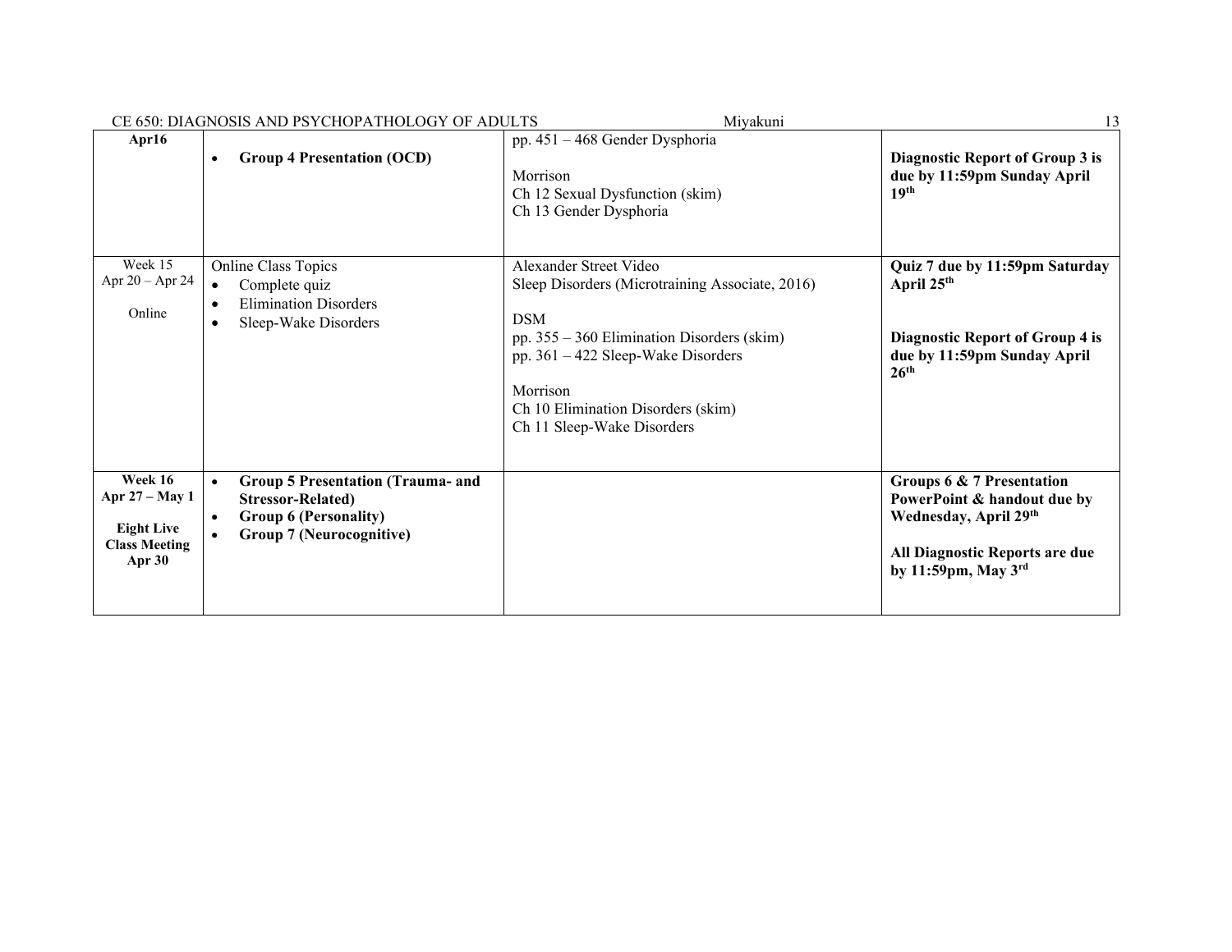| | | | |
|---|---|---|---|
| **Apr16** | • **Group 4 Presentation (OCD)** | pp. 451 – 468 Gender Dysphoria<br><br>Morrison<br>Ch 12 Sexual Dysfunction (skim)<br>Ch 13 Gender Dysphoria | **Diagnostic Report of Group 3 is due by 11:59pm Sunday April 19th** |
| Week 15<br>Apr 20 – Apr 24<br><br>Online | Online Class Topics<br>• Complete quiz<br>• Elimination Disorders<br>• Sleep-Wake Disorders | Alexander Street Video<br>Sleep Disorders (Microtraining Associate, 2016)<br><br>DSM<br>pp. 355 – 360 Elimination Disorders (skim)<br>pp. 361 – 422 Sleep-Wake Disorders<br><br>Morrison<br>Ch 10 Elimination Disorders (skim)<br>Ch 11 Sleep-Wake Disorders | **Quiz 7 due by 11:59pm Saturday April 25th**<br><br>**Diagnostic Report of Group 4 is due by 11:59pm Sunday April 26th** |
| **Week 16**<br>**Apr 27 – May 1**<br><br>**Eight Live Class Meeting Apr 30** | • **Group 5 Presentation (Trauma- and Stressor-Related)**<br>• **Group 6 (Personality)**<br>• **Group 7 (Neurocognitive)** | | **Groups 6 & 7 Presentation PowerPoint & handout due by Wednesday, April 29th**<br><br>**All Diagnostic Reports are due by 11:59pm, May 3rd** |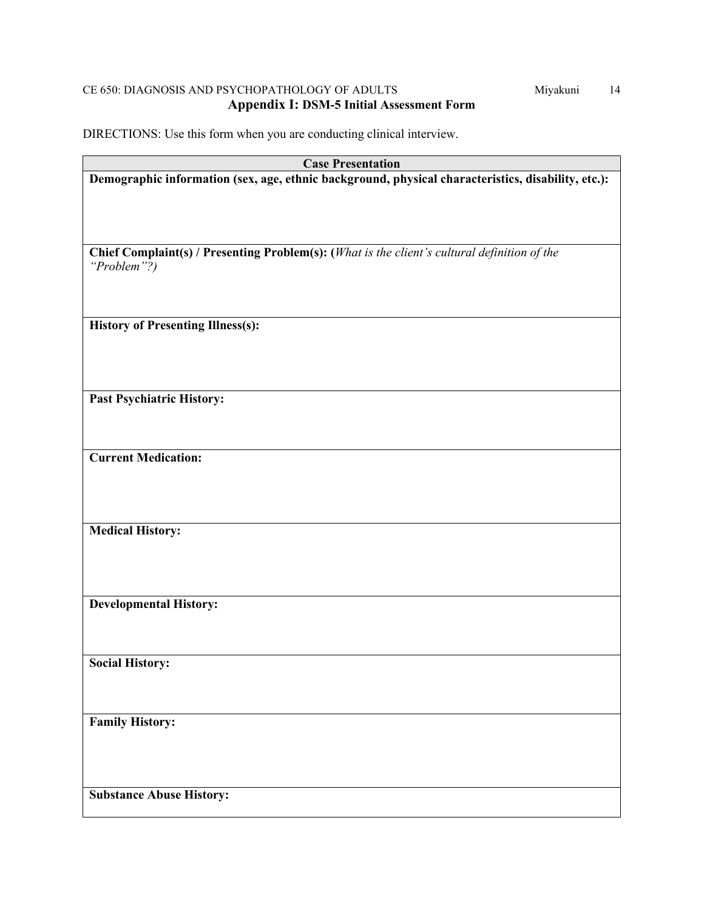# Appendix I: DSM-5 Initial Assessment Form

DIRECTIONS: Use this form when you are conducting clinical interview.

| Case Presentation |
|---|
| **Demographic information (sex, age, ethnic background, physical characteristics, disability, etc.):** |
| **Chief Complaint(s) / Presenting Problem(s): (***What is the client's cultural definition of the "Problem"?)* |
| **History of Presenting Illness(s):** |
| **Past Psychiatric History:** |
| **Current Medication:** |
| **Medical History:** |
| **Developmental History:** |
| **Social History:** |
| **Family History:** |
| **Substance Abuse History:** |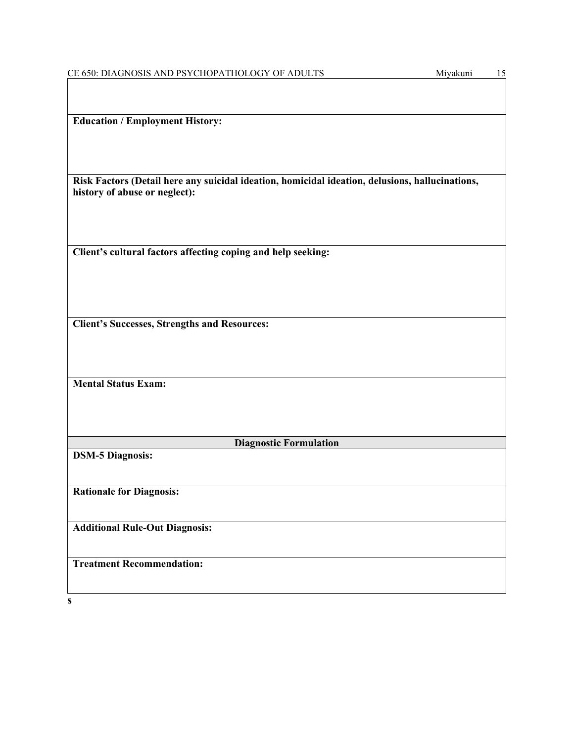**Education / Employment History:**

**Risk Factors (Detail here any suicidal ideation, homicidal ideation, delusions, hallucinations, history of abuse or neglect):**

**Client's cultural factors affecting coping and help seeking:**

**Client's Successes, Strengths and Resources:**

**Mental Status Exam:**

## Diagnostic Formulation

**DSM-5 Diagnosis:**

**Rationale for Diagnosis:**

**Additional Rule-Out Diagnosis:**

**Treatment Recommendation:**

**s**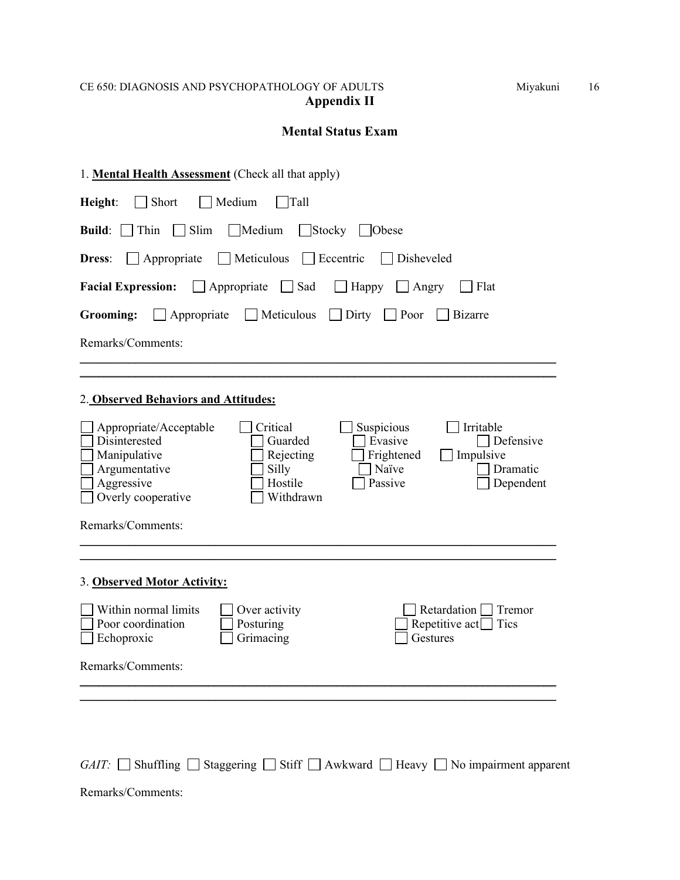## Appendix II

## Mental Status Exam

1. **Mental Health Assessment** (Check all that apply)

**Height**: ☐ Short ☐ Medium ☐ Tall

**Build**: ☐ Thin ☐ Slim ☐ Medium ☐ Stocky ☐ Obese

**Dress**: ☐ Appropriate ☐ Meticulous ☐ Eccentric ☐ Disheveled

**Facial Expression:** ☐ Appropriate ☐ Sad ☐ Happy ☐ Angry ☐ Flat

**Grooming:** ☐ Appropriate ☐ Meticulous ☐ Dirty ☐ Poor ☐ Bizarre

Remarks/Comments:

\_\_\_\_\_\_\_\_\_\_\_\_\_\_\_\_\_\_\_\_\_\_\_\_\_\_\_\_\_\_\_\_\_\_\_\_\_\_\_\_\_\_\_\_\_\_\_\_\_\_\_\_\_\_\_\_\_\_\_\_\_\_\_\_\_\_\_\_\_\_\_\_

\_\_\_\_\_\_\_\_\_\_\_\_\_\_\_\_\_\_\_\_\_\_\_\_\_\_\_\_\_\_\_\_\_\_\_\_\_\_\_\_\_\_\_\_\_\_\_\_\_\_\_\_\_\_\_\_\_\_\_\_\_\_\_\_\_\_\_\_\_\_\_\_

2. **Observed Behaviors and Attitudes:**

☐ Appropriate/Acceptable ☐ Critical ☐ Suspicious ☐ Irritable
☐ Disinterested ☐ Guarded ☐ Evasive ☐ Defensive
☐ Manipulative ☐ Rejecting ☐ Frightened ☐ Impulsive
☐ Argumentative ☐ Silly ☐ Naïve ☐ Dramatic
☐ Aggressive ☐ Hostile ☐ Passive ☐ Dependent
☐ Overly cooperative ☐ Withdrawn

Remarks/Comments:

\_\_\_\_\_\_\_\_\_\_\_\_\_\_\_\_\_\_\_\_\_\_\_\_\_\_\_\_\_\_\_\_\_\_\_\_\_\_\_\_\_\_\_\_\_\_\_\_\_\_\_\_\_\_\_\_\_\_\_\_\_\_\_\_\_\_\_\_\_\_\_\_

\_\_\_\_\_\_\_\_\_\_\_\_\_\_\_\_\_\_\_\_\_\_\_\_\_\_\_\_\_\_\_\_\_\_\_\_\_\_\_\_\_\_\_\_\_\_\_\_\_\_\_\_\_\_\_\_\_\_\_\_\_\_\_\_\_\_\_\_\_\_\_\_

3. **Observed Motor Activity:**

☐ Within normal limits ☐ Over activity ☐ Retardation ☐ Tremor
☐ Poor coordination ☐ Posturing ☐ Repetitive act ☐ Tics
☐ Echoproxic ☐ Grimacing ☐ Gestures

Remarks/Comments:

\_\_\_\_\_\_\_\_\_\_\_\_\_\_\_\_\_\_\_\_\_\_\_\_\_\_\_\_\_\_\_\_\_\_\_\_\_\_\_\_\_\_\_\_\_\_\_\_\_\_\_\_\_\_\_\_\_\_\_\_\_\_\_\_\_\_\_\_\_\_\_\_

\_\_\_\_\_\_\_\_\_\_\_\_\_\_\_\_\_\_\_\_\_\_\_\_\_\_\_\_\_\_\_\_\_\_\_\_\_\_\_\_\_\_\_\_\_\_\_\_\_\_\_\_\_\_\_\_\_\_\_\_\_\_\_\_\_\_\_\_\_\_\_\_

*GAIT:* ☐ Shuffling ☐ Staggering ☐ Stiff ☐ Awkward ☐ Heavy ☐ No impairment apparent

Remarks/Comments: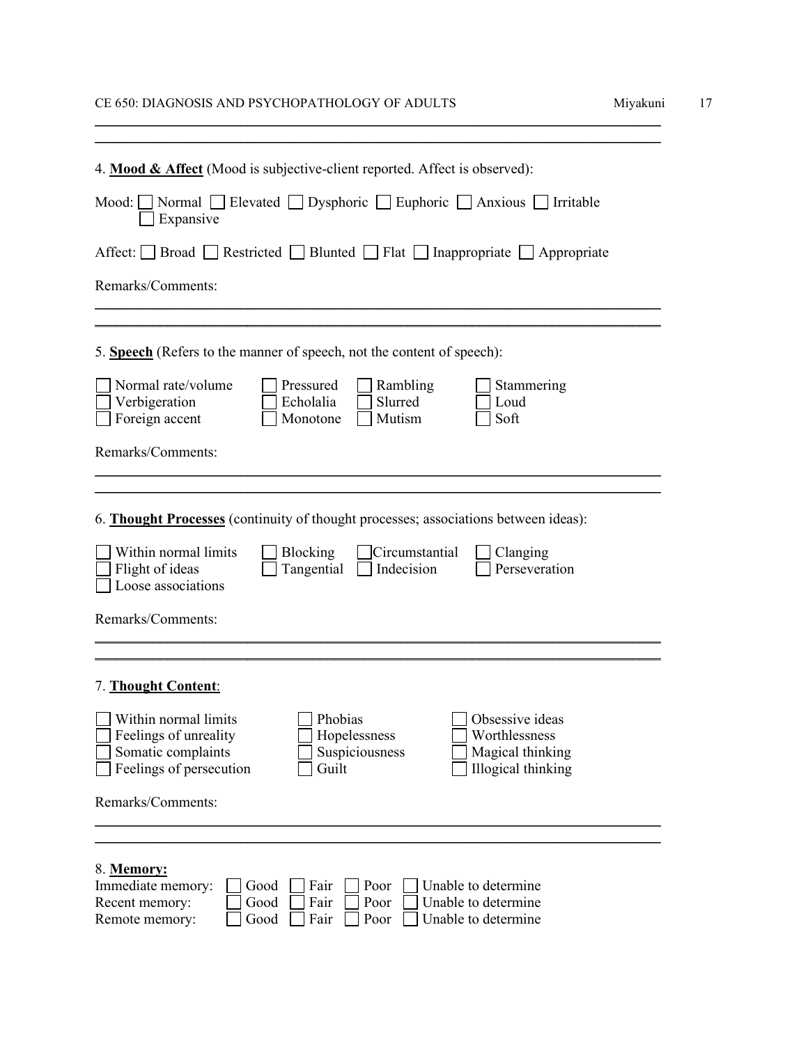4. **Mood & Affect** (Mood is subjective-client reported. Affect is observed):

Mood: ☐ Normal ☐ Elevated ☐ Dysphoric ☐ Euphoric ☐ Anxious ☐ Irritable ☐ Expansive

Affect: ☐ Broad ☐ Restricted ☐ Blunted ☐ Flat ☐ Inappropriate ☐ Appropriate

Remarks/Comments:

_______________________________________________________________________________

_______________________________________________________________________________

5. **Speech** (Refers to the manner of speech, not the content of speech):

☐ Normal rate/volume ☐ Pressured ☐ Rambling ☐ Stammering
☐ Verbigeration ☐ Echolalia ☐ Slurred ☐ Loud
☐ Foreign accent ☐ Monotone ☐ Mutism ☐ Soft

Remarks/Comments:

_______________________________________________________________________________

_______________________________________________________________________________

6. **Thought Processes** (continuity of thought processes; associations between ideas):

☐ Within normal limits ☐ Blocking ☐ Circumstantial ☐ Clanging
☐ Flight of ideas ☐ Tangential ☐ Indecision ☐ Perseveration
☐ Loose associations

Remarks/Comments:

_______________________________________________________________________________

_______________________________________________________________________________

7. **Thought Content**:

☐ Within normal limits ☐ Phobias ☐ Obsessive ideas
☐ Feelings of unreality ☐ Hopelessness ☐ Worthlessness
☐ Somatic complaints ☐ Suspiciousness ☐ Magical thinking
☐ Feelings of persecution ☐ Guilt ☐ Illogical thinking

Remarks/Comments:

_______________________________________________________________________________

_______________________________________________________________________________

8. **Memory:**

Immediate memory: ☐ Good ☐ Fair ☐ Poor ☐ Unable to determine
Recent memory: ☐ Good ☐ Fair ☐ Poor ☐ Unable to determine
Remote memory: ☐ Good ☐ Fair ☐ Poor ☐ Unable to determine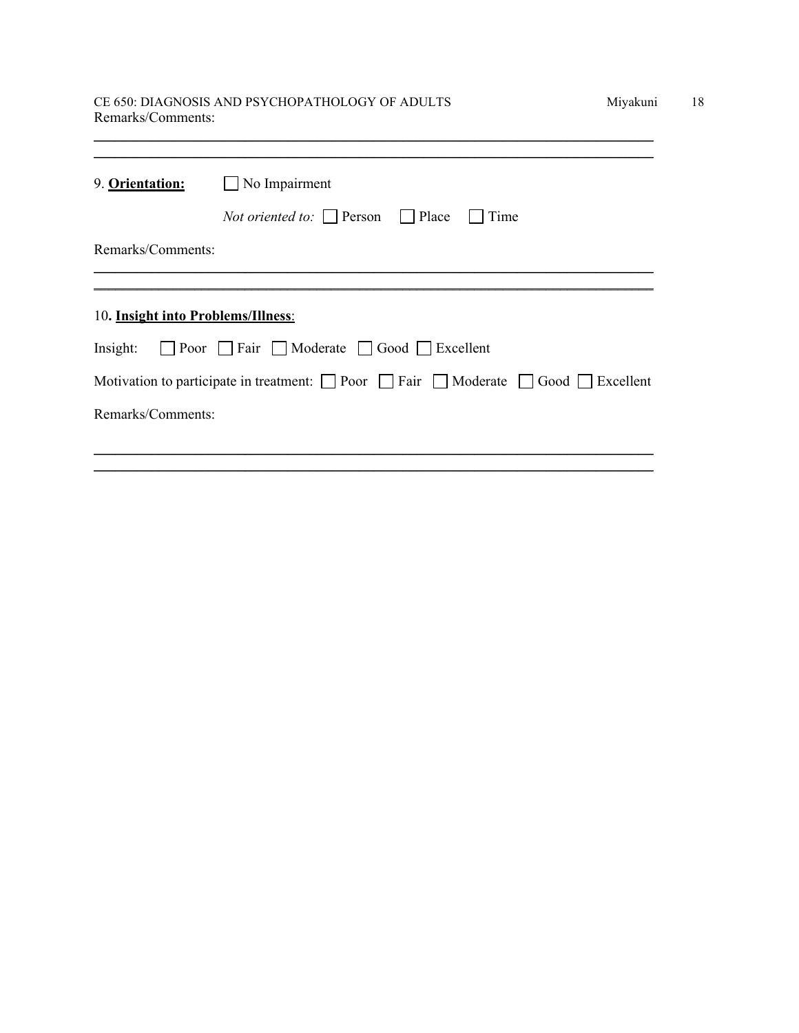Remarks/Comments:

\_\_\_\_\_\_\_\_\_\_\_\_\_\_\_\_\_\_\_\_\_\_\_\_\_\_\_\_\_\_\_\_\_\_\_\_\_\_\_\_\_\_\_\_\_\_\_\_\_\_\_\_\_\_\_\_\_\_\_\_\_\_\_\_\_\_\_\_\_\_\_\_

\_\_\_\_\_\_\_\_\_\_\_\_\_\_\_\_\_\_\_\_\_\_\_\_\_\_\_\_\_\_\_\_\_\_\_\_\_\_\_\_\_\_\_\_\_\_\_\_\_\_\_\_\_\_\_\_\_\_\_\_\_\_\_\_\_\_\_\_\_\_\_\_

9. **Orientation:** ☐ No Impairment

*Not oriented to:* ☐ Person ☐ Place ☐ Time

Remarks/Comments:

\_\_\_\_\_\_\_\_\_\_\_\_\_\_\_\_\_\_\_\_\_\_\_\_\_\_\_\_\_\_\_\_\_\_\_\_\_\_\_\_\_\_\_\_\_\_\_\_\_\_\_\_\_\_\_\_\_\_\_\_\_\_\_\_\_\_\_\_\_\_\_\_

\_\_\_\_\_\_\_\_\_\_\_\_\_\_\_\_\_\_\_\_\_\_\_\_\_\_\_\_\_\_\_\_\_\_\_\_\_\_\_\_\_\_\_\_\_\_\_\_\_\_\_\_\_\_\_\_\_\_\_\_\_\_\_\_\_\_\_\_\_\_\_\_

10**. Insight into Problems/Illness**:

Insight: ☐ Poor ☐ Fair ☐ Moderate ☐ Good ☐ Excellent

Motivation to participate in treatment: ☐ Poor ☐ Fair ☐ Moderate ☐ Good ☐ Excellent

Remarks/Comments:

\_\_\_\_\_\_\_\_\_\_\_\_\_\_\_\_\_\_\_\_\_\_\_\_\_\_\_\_\_\_\_\_\_\_\_\_\_\_\_\_\_\_\_\_\_\_\_\_\_\_\_\_\_\_\_\_\_\_\_\_\_\_\_\_\_\_\_\_\_\_\_\_

\_\_\_\_\_\_\_\_\_\_\_\_\_\_\_\_\_\_\_\_\_\_\_\_\_\_\_\_\_\_\_\_\_\_\_\_\_\_\_\_\_\_\_\_\_\_\_\_\_\_\_\_\_\_\_\_\_\_\_\_\_\_\_\_\_\_\_\_\_\_\_\_